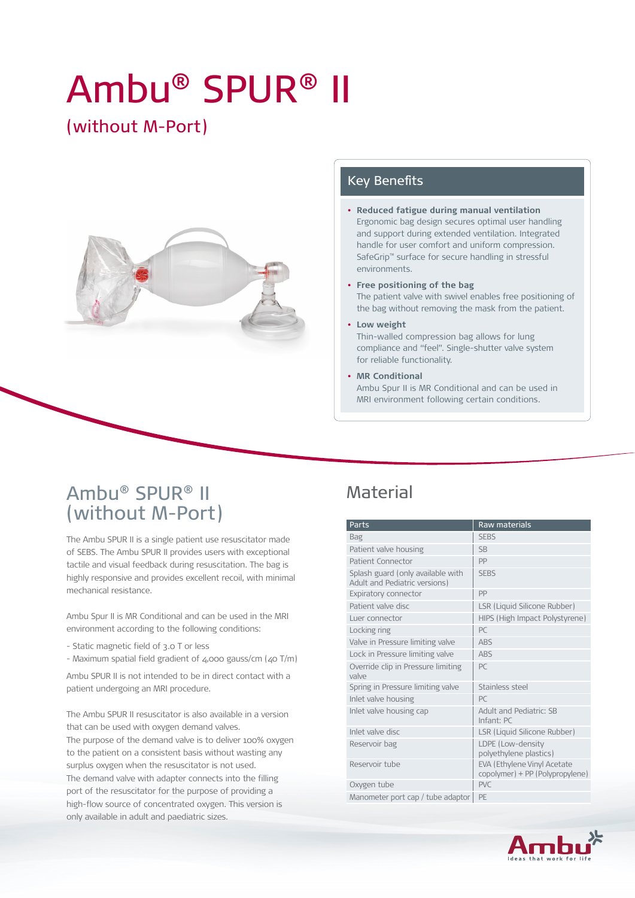# Ambu® SPUR® II

## (without M-Port)

## Key Benefits

- **Reduced fatigue during manual ventilation**
  Ergonomic bag design secures optimal user handling and support during extended ventilation. Integrated handle for user comfort and uniform compression. SafeGrip™ surface for secure handling in stressful environments.
- **Free positioning of the bag**
  The patient valve with swivel enables free positioning of the bag without removing the mask from the patient.
- **Low weight**
  Thin-walled compression bag allows for lung compliance and "feel". Single-shutter valve system for reliable functionality.
- **MR Conditional**
  Ambu Spur II is MR Conditional and can be used in MRI environment following certain conditions.

## Ambu® SPUR® II (without M-Port)

The Ambu SPUR II is a single patient use resuscitator made of SEBS. The Ambu SPUR II provides users with exceptional tactile and visual feedback during resuscitation. The bag is highly responsive and provides excellent recoil, with minimal mechanical resistance.

Ambu Spur II is MR Conditional and can be used in the MRI environment according to the following conditions:

- Static magnetic field of 3.0 T or less
- Maximum spatial field gradient of 4,000 gauss/cm (40 T/m)

Ambu SPUR II is not intended to be in direct contact with a patient undergoing an MRI procedure.

The Ambu SPUR II resuscitator is also available in a version that can be used with oxygen demand valves.
The purpose of the demand valve is to deliver 100% oxygen to the patient on a consistent basis without wasting any surplus oxygen when the resuscitator is not used.
The demand valve with adapter connects into the filling port of the resuscitator for the purpose of providing a high-flow source of concentrated oxygen. This version is only available in adult and paediatric sizes.

## Material

| Parts | Raw materials |
|---|---|
| Bag | SEBS |
| Patient valve housing | SB |
| Patient Connector | PP |
| Splash guard (only available with Adult and Pediatric versions) | SEBS |
| Expiratory connector | PP |
| Patient valve disc | LSR (Liquid Silicone Rubber) |
| Luer connector | HIPS (High Impact Polystyrene) |
| Locking ring | PC |
| Valve in Pressure limiting valve | ABS |
| Lock in Pressure limiting valve | ABS |
| Override clip in Pressure limiting valve | PC |
| Spring in Pressure limiting valve | Stainless steel |
| Inlet valve housing | PC |
| Inlet valve housing cap | Adult and Pediatric: SB<br>Infant: PC |
| Inlet valve disc | LSR (Liquid Silicone Rubber) |
| Reservoir bag | LDPE (Low-density polyethylene plastics) |
| Reservoir tube | EVA (Ethylene Vinyl Acetate copolymer) + PP (Polypropylene) |
| Oxygen tube | PVC |
| Manometer port cap / tube adaptor | PE |

Ambu
Ideas that work for life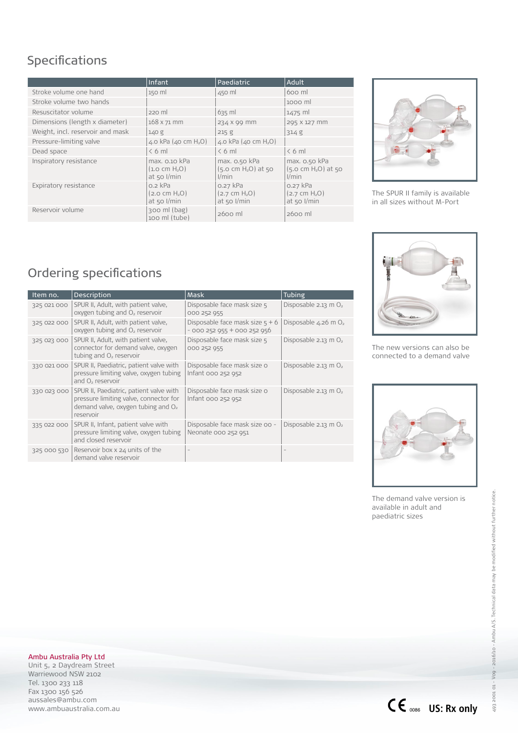## Specifications

| | Infant | Paediatric | Adult |
|---|---|---|---|
| Stroke volume one hand | 150 ml | 450 ml | 600 ml |
| Stroke volume two hands | | | 1000 ml |
| Resuscitator volume | 220 ml | 635 ml | 1475 ml |
| Dimensions (length x diameter) | 168 x 71 mm | 234 x 99 mm | 295 x 127 mm |
| Weight, incl. reservoir and mask | 140 g | 215 g | 314 g |
| Pressure-limiting valve | 4.0 kPa (40 cm $H_2O$) | 4.0 kPa (40 cm $H_2O$) | |
| Dead space | < 6 ml | < 6 ml | < 6 ml |
| Inspiratory resistance | max. 0.10 kPa (1.0 cm $H_2O$) at 50 l/min | max. 0.50 kPa (5.0 cm $H_2O$) at 50 l/min | max. 0.50 kPa (5.0 cm $H_2O$) at 50 l/min |
| Expiratory resistance | 0.2 kPa (2.0 cm $H_2O$) at 50 l/min | 0.27 kPa (2.7 cm $H_2O$) at 50 l/min | 0.27 kPa (2.7 cm $H_2O$) at 50 l/min |
| Reservoir volume | 300 ml (bag) 100 ml (tube) | 2600 ml | 2600 ml |

The SPUR II family is available in all sizes without M-Port

## Ordering specifications

| Item no. | Description | Mask | Tubing |
|---|---|---|---|
| 325 021 000 | SPUR II, Adult, with patient valve, oxygen tubing and $O_2$ reservoir | Disposable face mask size 5 000 252 955 | Disposable 2.13 m $O_2$ |
| 325 022 000 | SPUR II, Adult, with patient valve, oxygen tubing and $O_2$ reservoir | Disposable face mask size 5 + 6 - 000 252 955 + 000 252 956 | Disposable 4.26 m $O_2$ |
| 325 023 000 | SPUR II, Adult, with patient valve, connector for demand valve, oxygen tubing and $O_2$ reservoir | Disposable face mask size 5 000 252 955 | Disposable 2.13 m $O_2$ |
| 330 021 000 | SPUR II, Paediatric, patient valve with pressure limiting valve, oxygen tubing and $O_2$ reservoir | Disposable face mask size 0 Infant 000 252 952 | Disposable 2.13 m $O_2$ |
| 330 023 000 | SPUR II, Paediatric, patient valve with pressure limiting valve, connector for demand valve, oxygen tubing and $O_2$ reservoir | Disposable face mask size 0 Infant 000 252 952 | Disposable 2.13 m $O_2$ |
| 335 022 000 | SPUR II, Infant, patient valve with pressure limiting valve, oxygen tubing and closed reservoir | Disposable face mask size 00 - Neonate 000 252 951 | Disposable 2.13 m $O_2$ |
| 325 000 530 | Reservoir box x 24 units of the demand valve reservoir | - | - |

The new versions can also be connected to a demand valve

The demand valve version is available in adult and paediatric sizes

Ambu Australia Pty Ltd
Unit 5, 2 Daydream Street
Warriewood NSW 2102
Tel. 1300 233 118
Fax 1300 156 526
aussales@ambu.com
www.ambuaustralia.com.au

CE 0086 **US: Rx only**

493 2001 01 - V09 - 2016/10 - Ambu A/S. Technical data may be modified without further notice.